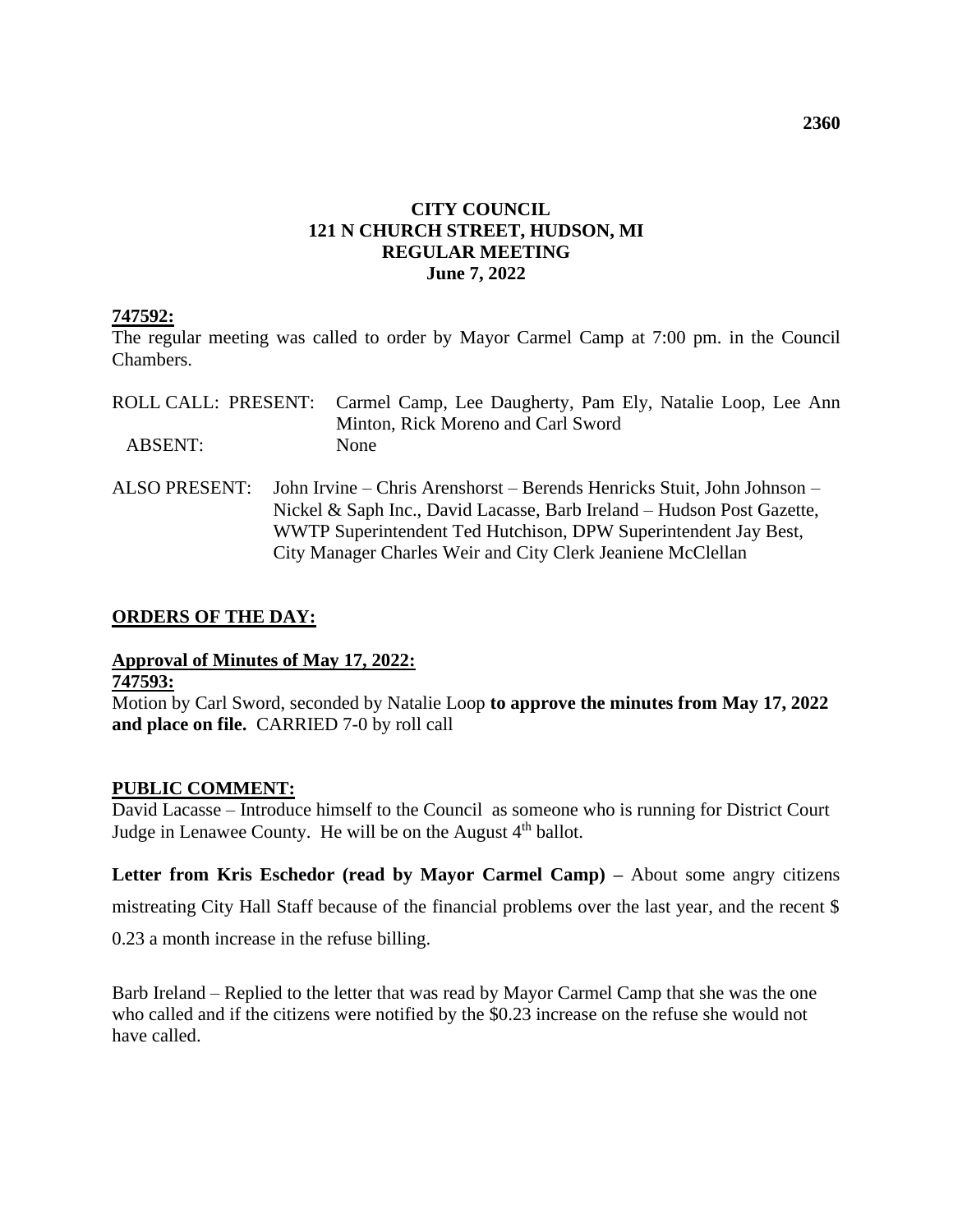# CITY COUNCIL
## 121 N CHURCH STREET, HUDSON, MI
## REGULAR MEETING
## June 7, 2022

**747592:**

The regular meeting was called to order by Mayor Carmel Camp at 7:00 pm. in the Council Chambers.

ROLL CALL: PRESENT: Carmel Camp, Lee Daugherty, Pam Ely, Natalie Loop, Lee Ann Minton, Rick Moreno and Carl Sword

ABSENT: None

ALSO PRESENT: John Irvine – Chris Arenshorst – Berends Henricks Stuit, John Johnson – Nickel & Saph Inc., David Lacasse, Barb Ireland – Hudson Post Gazette, WWTP Superintendent Ted Hutchison, DPW Superintendent Jay Best, City Manager Charles Weir and City Clerk Jeaniene McClellan

**ORDERS OF THE DAY:**

**Approval of Minutes of May 17, 2022:**

**747593:**

Motion by Carl Sword, seconded by Natalie Loop **to approve the minutes from May 17, 2022 and place on file.** CARRIED 7-0 by roll call

**PUBLIC COMMENT:**

David Lacasse – Introduce himself to the Council as someone who is running for District Court Judge in Lenawee County. He will be on the August 4th ballot.

**Letter from Kris Eschedor (read by Mayor Carmel Camp) –** About some angry citizens mistreating City Hall Staff because of the financial problems over the last year, and the recent $ 0.23 a month increase in the refuse billing.

Barb Ireland – Replied to the letter that was read by Mayor Carmel Camp that she was the one who called and if the citizens were notified by the $0.23 increase on the refuse she would not have called.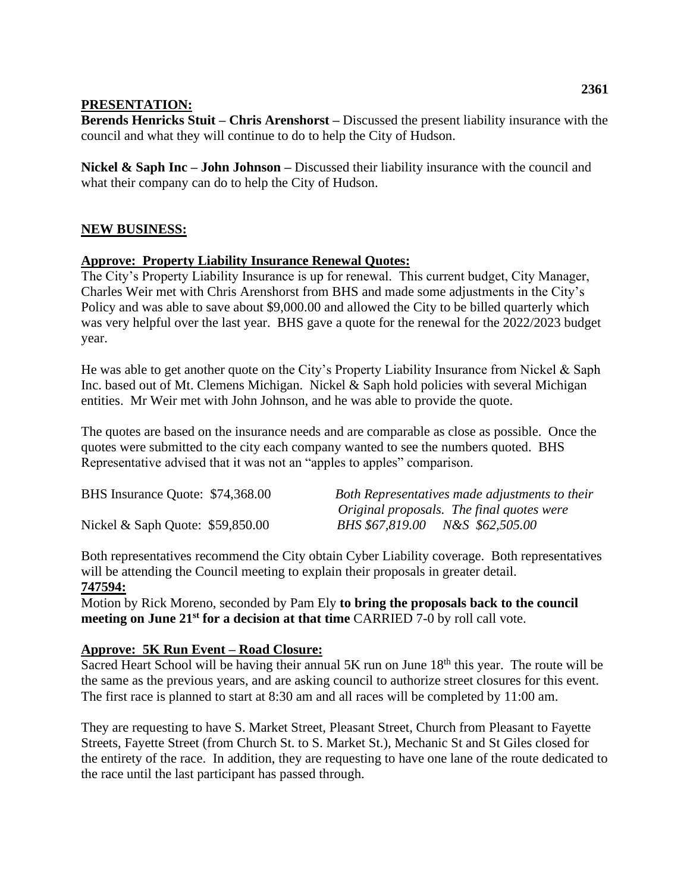**PRESENTATION:**

**Berends Henricks Stuit – Chris Arenshorst –** Discussed the present liability insurance with the council and what they will continue to do to help the City of Hudson.

**Nickel & Saph Inc – John Johnson –** Discussed their liability insurance with the council and what their company can do to help the City of Hudson.

**NEW BUSINESS:**

**Approve: Property Liability Insurance Renewal Quotes:**

The City's Property Liability Insurance is up for renewal. This current budget, City Manager, Charles Weir met with Chris Arenshorst from BHS and made some adjustments in the City's Policy and was able to save about $9,000.00 and allowed the City to be billed quarterly which was very helpful over the last year. BHS gave a quote for the renewal for the 2022/2023 budget year.

He was able to get another quote on the City's Property Liability Insurance from Nickel & Saph Inc. based out of Mt. Clemens Michigan. Nickel & Saph hold policies with several Michigan entities. Mr Weir met with John Johnson, and he was able to provide the quote.

The quotes are based on the insurance needs and are comparable as close as possible. Once the quotes were submitted to the city each company wanted to see the numbers quoted. BHS Representative advised that it was not an "apples to apples" comparison.

BHS Insurance Quote: $74,368.00

Nickel & Saph Quote: $59,850.00

*Both Representatives made adjustments to their Original proposals. The final quotes were BHS $67,819.00 N&S $62,505.00*

Both representatives recommend the City obtain Cyber Liability coverage. Both representatives will be attending the Council meeting to explain their proposals in greater detail.

**747594:**

Motion by Rick Moreno, seconded by Pam Ely **to bring the proposals back to the council meeting on June 21st for a decision at that time** CARRIED 7-0 by roll call vote.

**Approve: 5K Run Event – Road Closure:**

Sacred Heart School will be having their annual 5K run on June 18th this year. The route will be the same as the previous years, and are asking council to authorize street closures for this event. The first race is planned to start at 8:30 am and all races will be completed by 11:00 am.

They are requesting to have S. Market Street, Pleasant Street, Church from Pleasant to Fayette Streets, Fayette Street (from Church St. to S. Market St.), Mechanic St and St Giles closed for the entirety of the race. In addition, they are requesting to have one lane of the route dedicated to the race until the last participant has passed through.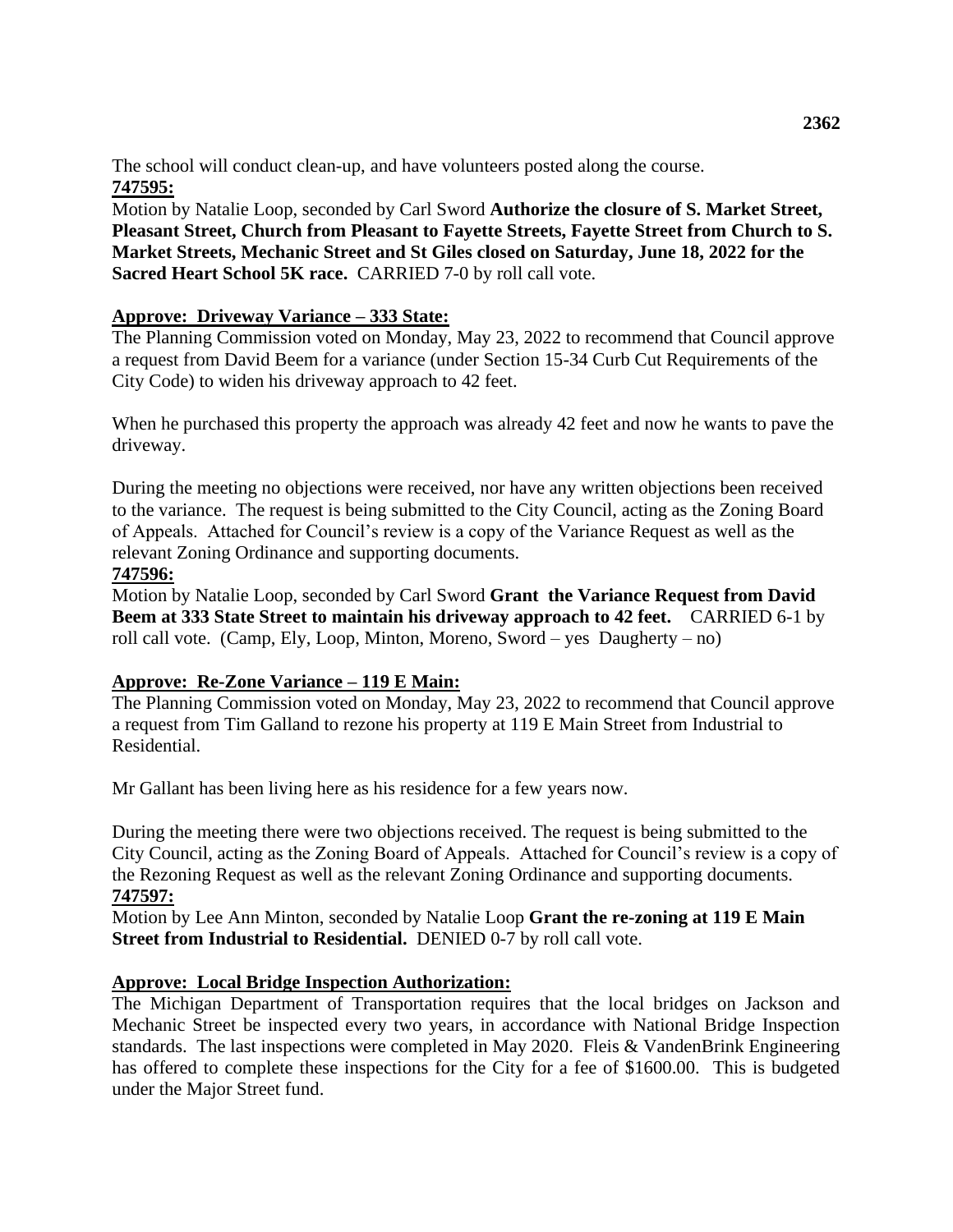The school will conduct clean-up, and have volunteers posted along the course.

**747595:**

Motion by Natalie Loop, seconded by Carl Sword **Authorize the closure of S. Market Street, Pleasant Street, Church from Pleasant to Fayette Streets, Fayette Street from Church to S. Market Streets, Mechanic Street and St Giles closed on Saturday, June 18, 2022 for the Sacred Heart School 5K race.** CARRIED 7-0 by roll call vote.

**Approve: Driveway Variance – 333 State:**

The Planning Commission voted on Monday, May 23, 2022 to recommend that Council approve a request from David Beem for a variance (under Section 15-34 Curb Cut Requirements of the City Code) to widen his driveway approach to 42 feet.

When he purchased this property the approach was already 42 feet and now he wants to pave the driveway.

During the meeting no objections were received, nor have any written objections been received to the variance. The request is being submitted to the City Council, acting as the Zoning Board of Appeals. Attached for Council's review is a copy of the Variance Request as well the relevant Zoning Ordinance and supporting documents.

**747596:**

Motion by Natalie Loop, seconded by Carl Sword **Grant the Variance Request from David Beem at 333 State Street to maintain his driveway approach to 42 feet.** CARRIED 6-1 by roll call vote. (Camp, Ely, Loop, Minton, Moreno, Sword – yes Daugherty – no)

**Approve: Re-Zone Variance – 119 E Main:**

The Planning Commission voted on Monday, May 23, 2022 to recommend that Council approve a request from Tim Galland to rezone his property at 119 E Main Street from Industrial to Residential.

Mr Gallant has been living here as his residence for a few years now.

During the meeting there were two objections received. The request is being submitted to the City Council, acting as the Zoning Board of Appeals. Attached for Council's review is a copy of the Rezoning Request as well as the relevant Zoning Ordinance and supporting documents.

**747597:**

Motion by Lee Ann Minton, seconded by Natalie Loop **Grant the re-zoning at 119 E Main Street from Industrial to Residential.** DENIED 0-7 by roll call vote.

**Approve: Local Bridge Inspection Authorization:**

The Michigan Department of Transportation requires that the local bridges on Jackson and Mechanic Street be inspected every two years, in accordance with National Bridge Inspection standards. The last inspections were completed in May 2020. Fleis & VandenBrink Engineering has offered to complete these inspections for the City for a fee of $1600.00. This is budgeted under the Major Street fund.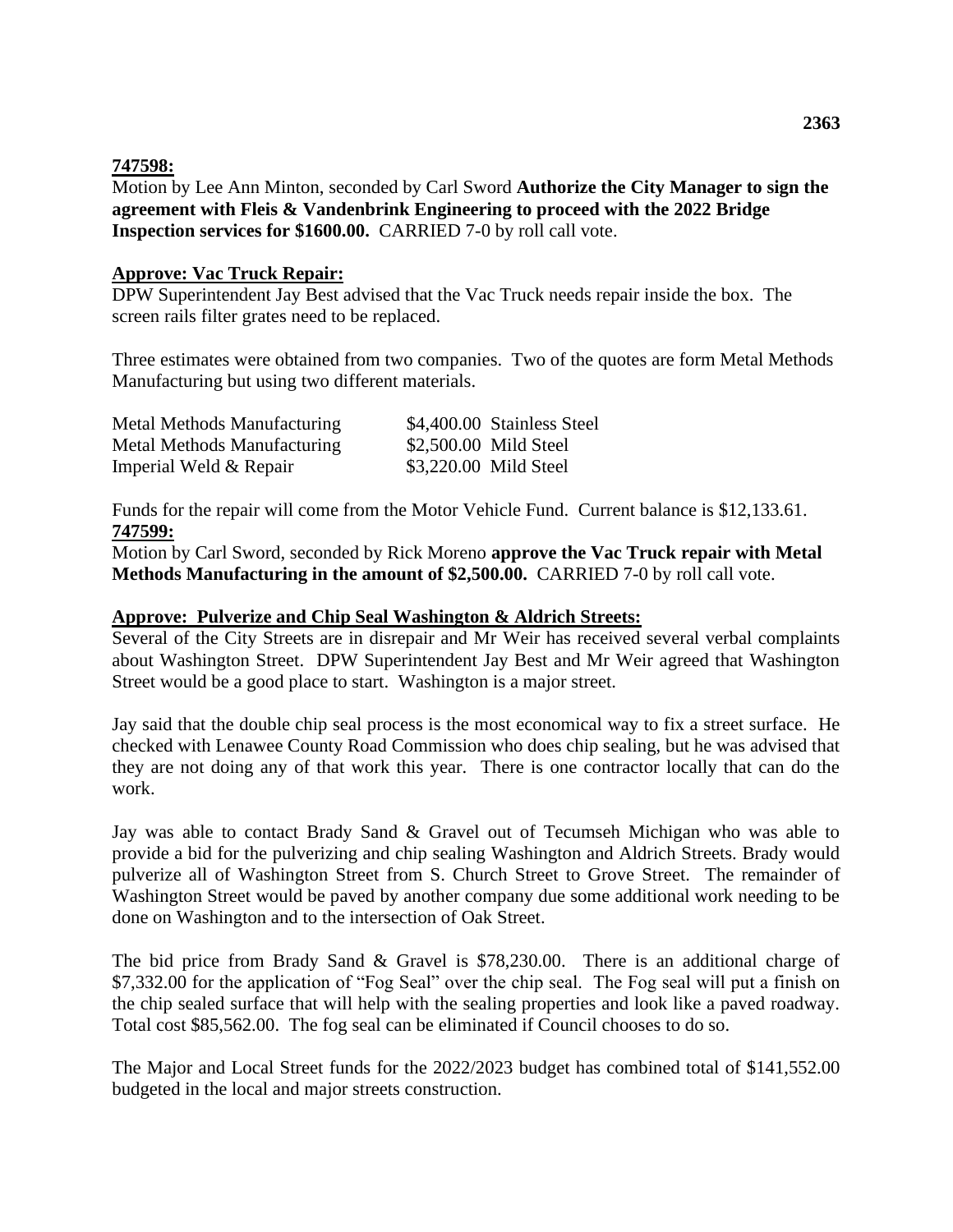**747598:**

Motion by Lee Ann Minton, seconded by Carl Sword **Authorize the City Manager to sign the agreement with Fleis & Vandenbrink Engineering to proceed with the 2022 Bridge Inspection services for $1600.00.** CARRIED 7-0 by roll call vote.

**Approve: Vac Truck Repair:**

DPW Superintendent Jay Best advised that the Vac Truck needs repair inside the box. The screen rails filter grates need to be replaced.

Three estimates were obtained from two companies. Two of the quotes are form Metal Methods Manufacturing but using two different materials.

| | | |
|---|---|---|
| Metal Methods Manufacturing | $4,400.00 | Stainless Steel |
| Metal Methods Manufacturing | $2,500.00 | Mild Steel |
| Imperial Weld & Repair | $3,220.00 | Mild Steel |

Funds for the repair will come from the Motor Vehicle Fund. Current balance is $12,133.61.

**747599:**

Motion by Carl Sword, seconded by Rick Moreno **approve the Vac Truck repair with Metal Methods Manufacturing in the amount of $2,500.00.** CARRIED 7-0 by roll call vote.

**Approve: Pulverize and Chip Seal Washington & Aldrich Streets:**

Several of the City Streets are in disrepair and Mr Weir has received several verbal complaints about Washington Street. DPW Superintendent Jay Best and Mr Weir agreed that Washington Street would be a good place to start. Washington is a major street.

Jay said that the double chip seal process is the most economical way to fix a street surface. He checked with Lenawee County Road Commission who does chip sealing, but he was advised that they are not doing any of that work this year. There is one contractor locally that can do the work.

Jay was able to contact Brady Sand & Gravel out of Tecumseh Michigan who was able to provide a bid for the pulverizing and chip sealing Washington and Aldrich Streets. Brady would pulverize all of Washington Street from S. Church Street to Grove Street. The remainder of Washington Street would be paved by another company due some additional work needing to be done on Washington and to the intersection of Oak Street.

The bid price from Brady Sand & Gravel is $78,230.00. There is an additional charge of $7,332.00 for the application of "Fog Seal" over the chip seal. The Fog seal will put a finish on the chip sealed surface that will help with the sealing properties and look like a paved roadway. Total cost $85,562.00. The fog seal can be eliminated if Council chooses to do so.

The Major and Local Street funds for the 2022/2023 budget has combined total of $141,552.00 budgeted in the local and major streets construction.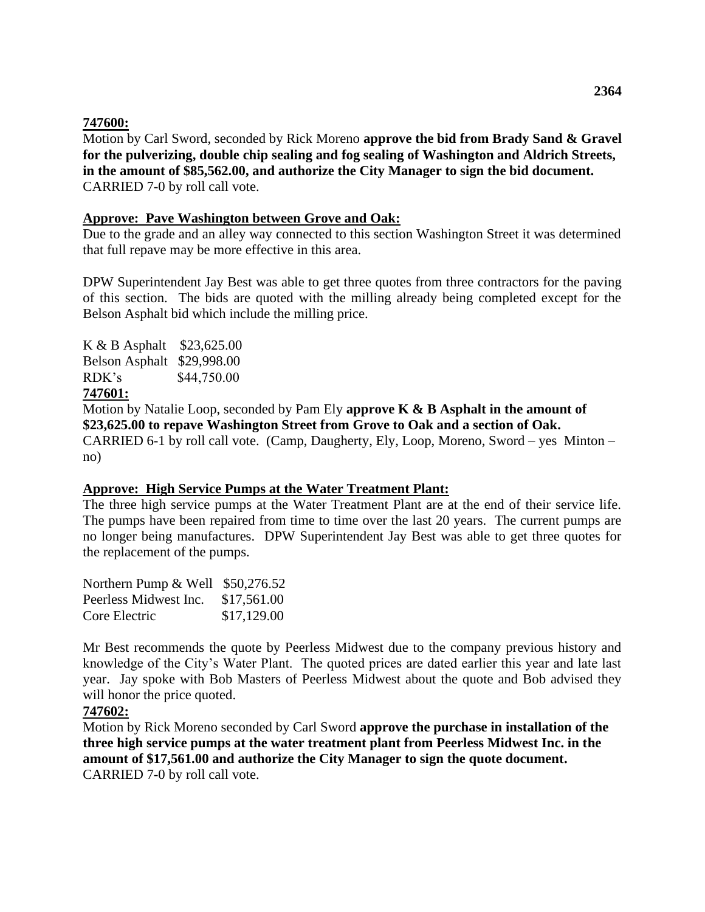**747600:**

Motion by Carl Sword, seconded by Rick Moreno **approve the bid from Brady Sand & Gravel for the pulverizing, double chip sealing and fog sealing of Washington and Aldrich Streets, in the amount of $85,562.00, and authorize the City Manager to sign the bid document.** CARRIED 7-0 by roll call vote.

**Approve: Pave Washington between Grove and Oak:**

Due to the grade and an alley way connected to this section Washington Street it was determined that full repave may be more effective in this area.

DPW Superintendent Jay Best was able to get three quotes from three contractors for the paving of this section. The bids are quoted with the milling already being completed except for the Belson Asphalt bid which include the milling price.

K & B Asphalt $23,625.00
Belson Asphalt $29,998.00
RDK's $44,750.00

**747601:**

Motion by Natalie Loop, seconded by Pam Ely **approve K & B Asphalt in the amount of $23,625.00 to repave Washington Street from Grove to Oak and a section of Oak.** CARRIED 6-1 by roll call vote. (Camp, Daugherty, Ely, Loop, Moreno, Sword – yes Minton – no)

**Approve: High Service Pumps at the Water Treatment Plant:**

The three high service pumps at the Water Treatment Plant are at the end of their service life. The pumps have been repaired from time to time over the last 20 years. The current pumps are no longer being manufactures. DPW Superintendent Jay Best was able to get three quotes for the replacement of the pumps.

Northern Pump & Well $50,276.52
Peerless Midwest Inc. $17,561.00
Core Electric $17,129.00

Mr Best recommends the quote by Peerless Midwest due to the company previous history and knowledge of the City's Water Plant. The quoted prices are dated earlier this year and late last year. Jay spoke with Bob Masters of Peerless Midwest about the quote and Bob advised they will honor the price quoted.

**747602:**

Motion by Rick Moreno seconded by Carl Sword **approve the purchase in installation of the three high service pumps at the water treatment plant from Peerless Midwest Inc. in the amount of $17,561.00 and authorize the City Manager to sign the quote document.** CARRIED 7-0 by roll call vote.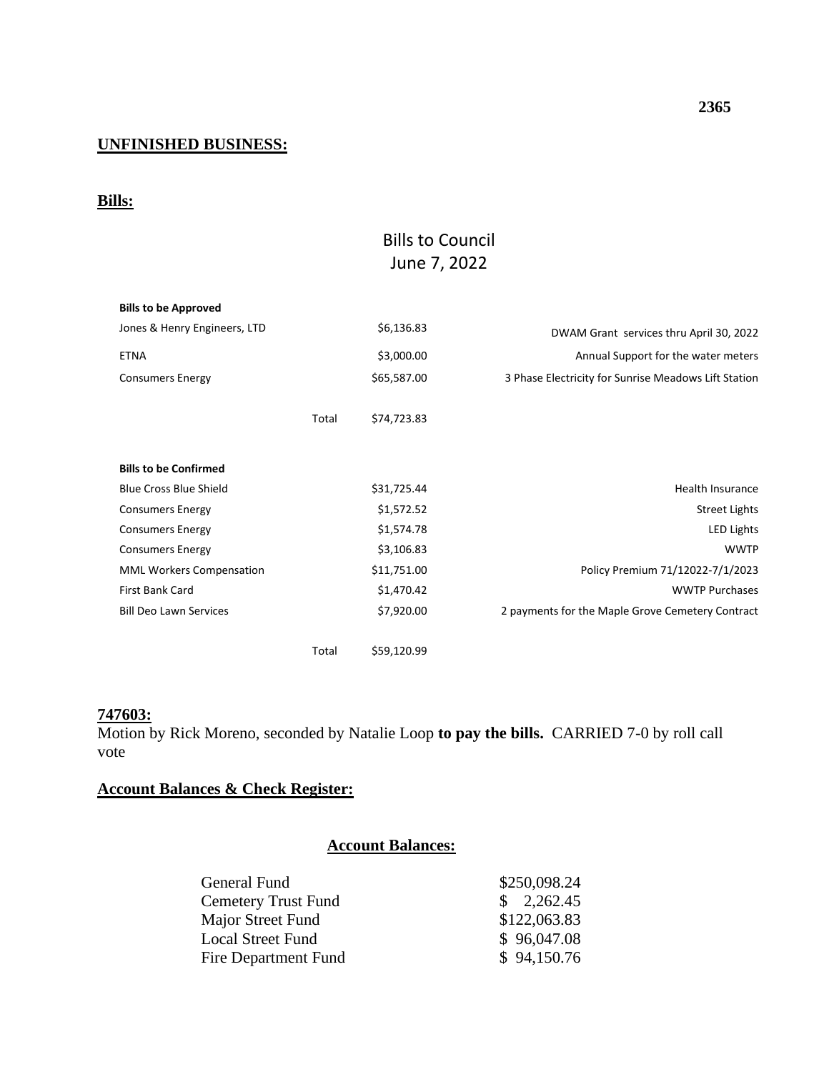## UNFINISHED BUSINESS:

### Bills:

Bills to Council
June 7, 2022

| Bills to be Approved | | | |
|---|---|---|---|
| Jones & Henry Engineers, LTD | | $6,136.83 | DWAM Grant services thru April 30, 2022 |
| ETNA | | $3,000.00 | Annual Support for the water meters |
| Consumers Energy | | $65,587.00 | 3 Phase Electricity for Sunrise Meadows Lift Station |
| | Total | $74,723.83 | |

| Bills to be Confirmed | | | |
|---|---|---|---|
| Blue Cross Blue Shield | | $31,725.44 | Health Insurance |
| Consumers Energy | | $1,572.52 | Street Lights |
| Consumers Energy | | $1,574.78 | LED Lights |
| Consumers Energy | | $3,106.83 | WWTP |
| MML Workers Compensation | | $11,751.00 | Policy Premium 71/12022-7/1/2023 |
| First Bank Card | | $1,470.42 | WWTP Purchases |
| Bill Deo Lawn Services | | $7,920.00 | 2 payments for the Maple Grove Cemetery Contract |
| | Total | $59,120.99 | |

**747603:**
Motion by Rick Moreno, seconded by Natalie Loop **to pay the bills.** CARRIED 7-0 by roll call vote

### Account Balances & Check Register:

#### Account Balances:

| | |
|---|---|
| General Fund | $250,098.24 |
| Cemetery Trust Fund | $ 2,262.45 |
| Major Street Fund | $122,063.83 |
| Local Street Fund | $ 96,047.08 |
| Fire Department Fund | $ 94,150.76 |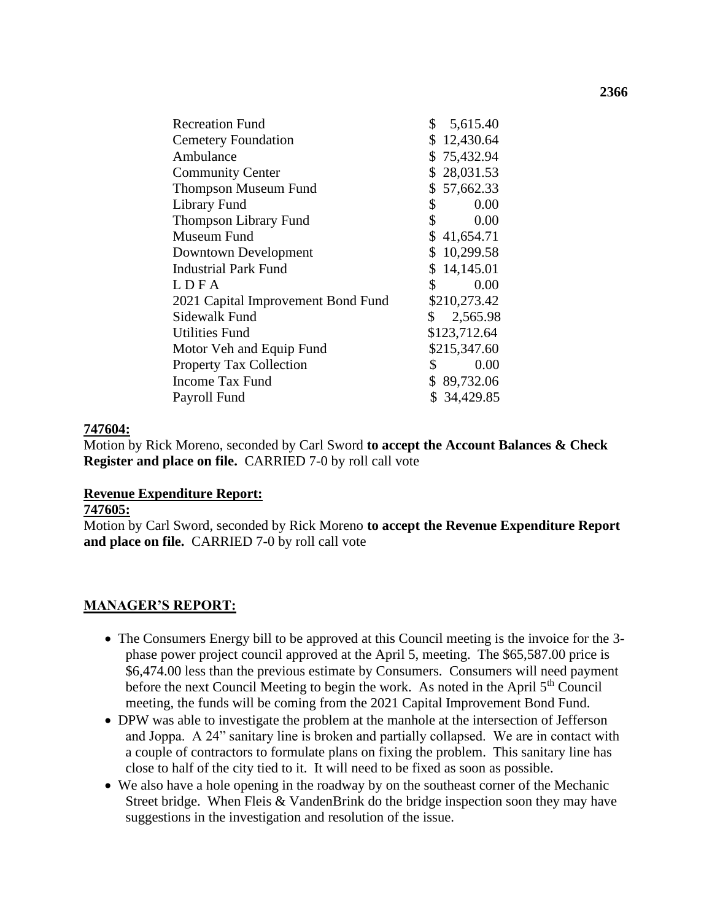| | |
|---|---|
| Recreation Fund | $ 5,615.40 |
| Cemetery Foundation | $ 12,430.64 |
| Ambulance | $ 75,432.94 |
| Community Center | $ 28,031.53 |
| Thompson Museum Fund | $ 57,662.33 |
| Library Fund | $ 0.00 |
| Thompson Library Fund | $ 0.00 |
| Museum Fund | $ 41,654.71 |
| Downtown Development | $ 10,299.58 |
| Industrial Park Fund | $ 14,145.01 |
| L D F A | $ 0.00 |
| 2021 Capital Improvement Bond Fund | $210,273.42 |
| Sidewalk Fund | $ 2,565.98 |
| Utilities Fund | $123,712.64 |
| Motor Veh and Equip Fund | $215,347.60 |
| Property Tax Collection | $ 0.00 |
| Income Tax Fund | $ 89,732.06 |
| Payroll Fund | $ 34,429.85 |

**747604:**
Motion by Rick Moreno, seconded by Carl Sword **to accept the Account Balances & Check Register and place on file.** CARRIED 7-0 by roll call vote

**Revenue Expenditure Report:**
**747605:**
Motion by Carl Sword, seconded by Rick Moreno **to accept the Revenue Expenditure Report and place on file.** CARRIED 7-0 by roll call vote

**MANAGER'S REPORT:**

- The Consumers Energy bill to be approved at this Council meeting is the invoice for the 3-phase power project council approved at the April 5, meeting. The $65,587.00 price is $6,474.00 less than the previous estimate by Consumers. Consumers will need payment before the next Council Meeting to begin the work. As noted in the April 5th Council meeting, the funds will be coming from the 2021 Capital Improvement Bond Fund.
- DPW was able to investigate the problem at the manhole at the intersection of Jefferson and Joppa. A 24" sanitary line is broken and partially collapsed. We are in contact with a couple of contractors to formulate plans on fixing the problem. This sanitary line has close to half of the city tied to it. It will need to be fixed as soon as possible.
- We also have a hole opening in the roadway by on the southeast corner of the Mechanic Street bridge. When Fleis & VandenBrink do the bridge inspection soon they may have suggestions in the investigation and resolution of the issue.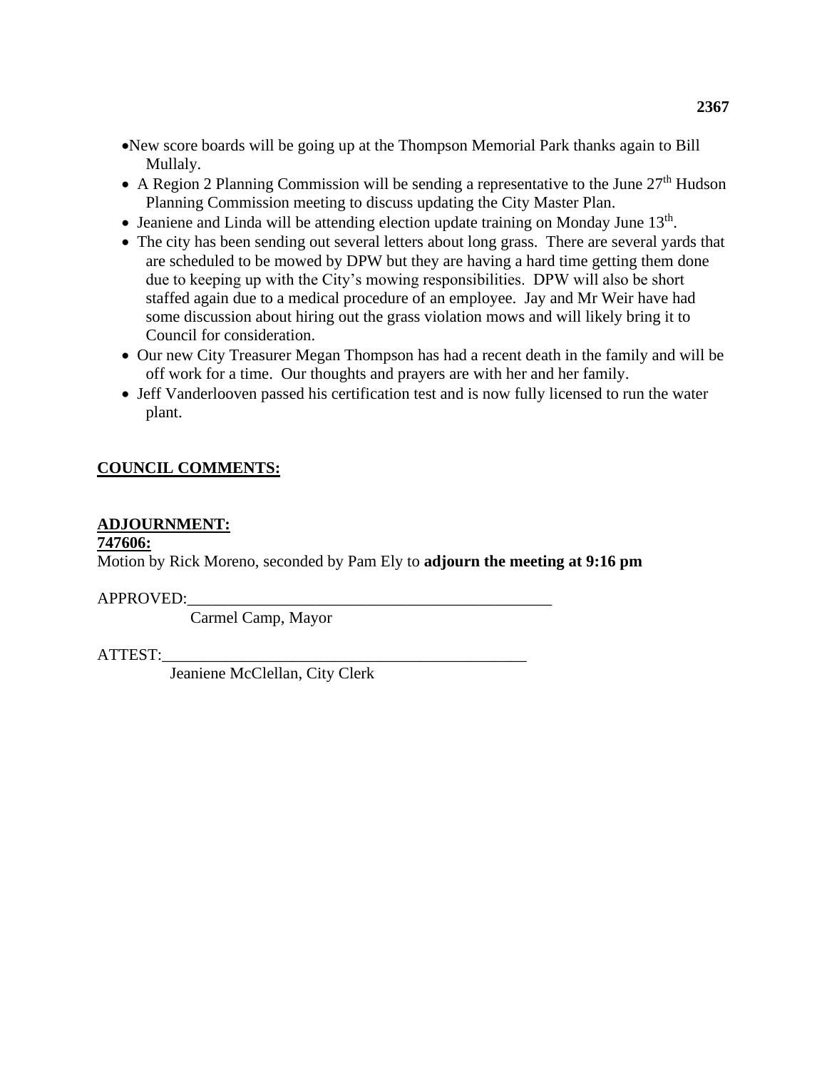- New score boards will be going up at the Thompson Memorial Park thanks again to Bill Mullaly.
- A Region 2 Planning Commission will be sending a representative to the June 27th Hudson Planning Commission meeting to discuss updating the City Master Plan.
- Jeaniene and Linda will be attending election update training on Monday June 13th.
- The city has been sending out several letters about long grass. There are several yards that are scheduled to be mowed by DPW but they are having a hard time getting them done due to keeping up with the City's mowing responsibilities. DPW will also be short staffed again due to a medical procedure of an employee. Jay and Mr Weir have had some discussion about hiring out the grass violation mows and will likely bring it to Council for consideration.
- Our new City Treasurer Megan Thompson has had a recent death in the family and will be off work for a time. Our thoughts and prayers are with her and her family.
- Jeff Vanderlooven passed his certification test and is now fully licensed to run the water plant.

**COUNCIL COMMENTS:**

**ADJOURNMENT:**

**747606:**

Motion by Rick Moreno, seconded by Pam Ely to **adjourn the meeting at 9:16 pm**

APPROVED:_______________________________________________
Carmel Camp, Mayor

ATTEST:_______________________________________________
Jeaniene McClellan, City Clerk